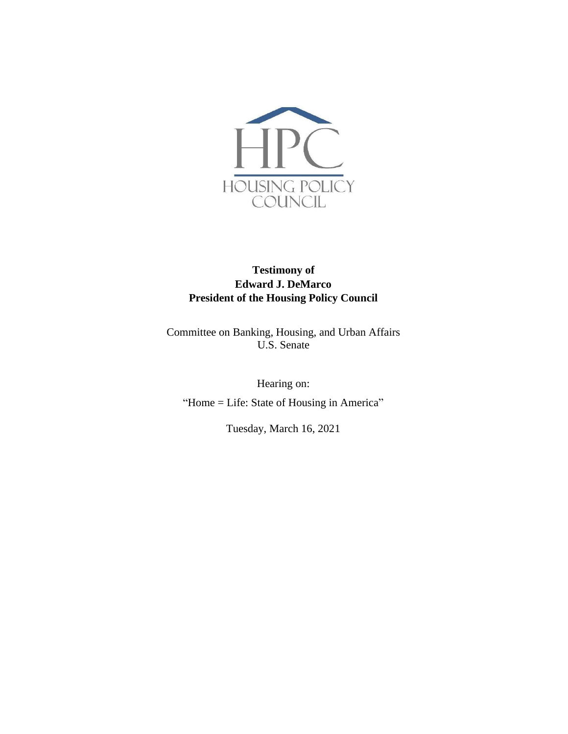HPC

HOUSING POLICY COUNCIL

**Testimony of**
**Edward J. DeMarco**
**President of the Housing Policy Council**

Committee on Banking, Housing, and Urban Affairs
U.S. Senate

Hearing on:

"Home = Life: State of Housing in America"

Tuesday, March 16, 2021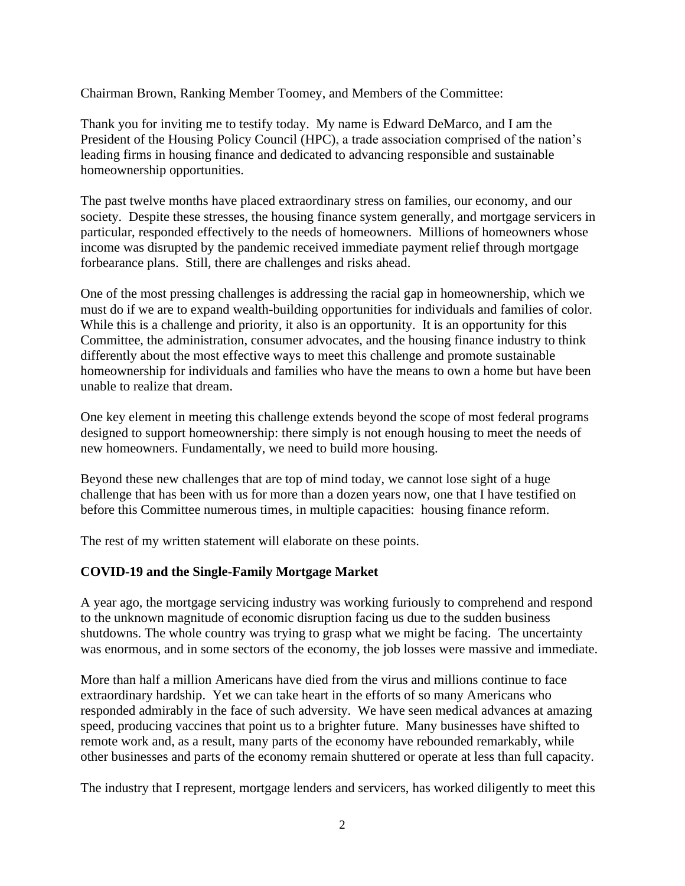Chairman Brown, Ranking Member Toomey, and Members of the Committee:

Thank you for inviting me to testify today. My name is Edward DeMarco, and I am the President of the Housing Policy Council (HPC), a trade association comprised of the nation's leading firms in housing finance and dedicated to advancing responsible and sustainable homeownership opportunities.

The past twelve months have placed extraordinary stress on families, our economy, and our society. Despite these stresses, the housing finance system generally, and mortgage servicers in particular, responded effectively to the needs of homeowners. Millions of homeowners whose income was disrupted by the pandemic received immediate payment relief through mortgage forbearance plans. Still, there are challenges and risks ahead.

One of the most pressing challenges is addressing the racial gap in homeownership, which we must do if we are to expand wealth-building opportunities for individuals and families of color. While this is a challenge and priority, it also is an opportunity. It is an opportunity for this Committee, the administration, consumer advocates, and the housing finance industry to think differently about the most effective ways to meet this challenge and promote sustainable homeownership for individuals and families who have the means to own a home but have been unable to realize that dream.

One key element in meeting this challenge extends beyond the scope of most federal programs designed to support homeownership: there simply is not enough housing to meet the needs of new homeowners. Fundamentally, we need to build more housing.

Beyond these new challenges that are top of mind today, we cannot lose sight of a huge challenge that has been with us for more than a dozen years now, one that I have testified on before this Committee numerous times, in multiple capacities: housing finance reform.

The rest of my written statement will elaborate on these points.

**COVID-19 and the Single-Family Mortgage Market**

A year ago, the mortgage servicing industry was working furiously to comprehend and respond to the unknown magnitude of economic disruption facing us due to the sudden business shutdowns. The whole country was trying to grasp what we might be facing. The uncertainty was enormous, and in some sectors of the economy, the job losses were massive and immediate.

More than half a million Americans have died from the virus and millions continue to face extraordinary hardship. Yet we can take heart in the efforts of so many Americans who responded admirably in the face of such adversity. We have seen medical advances at amazing speed, producing vaccines that point us to a brighter future. Many businesses have shifted to remote work and, as a result, many parts of the economy have rebounded remarkably, while other businesses and parts of the economy remain shuttered or operate at less than full capacity.

The industry that I represent, mortgage lenders and servicers, has worked diligently to meet this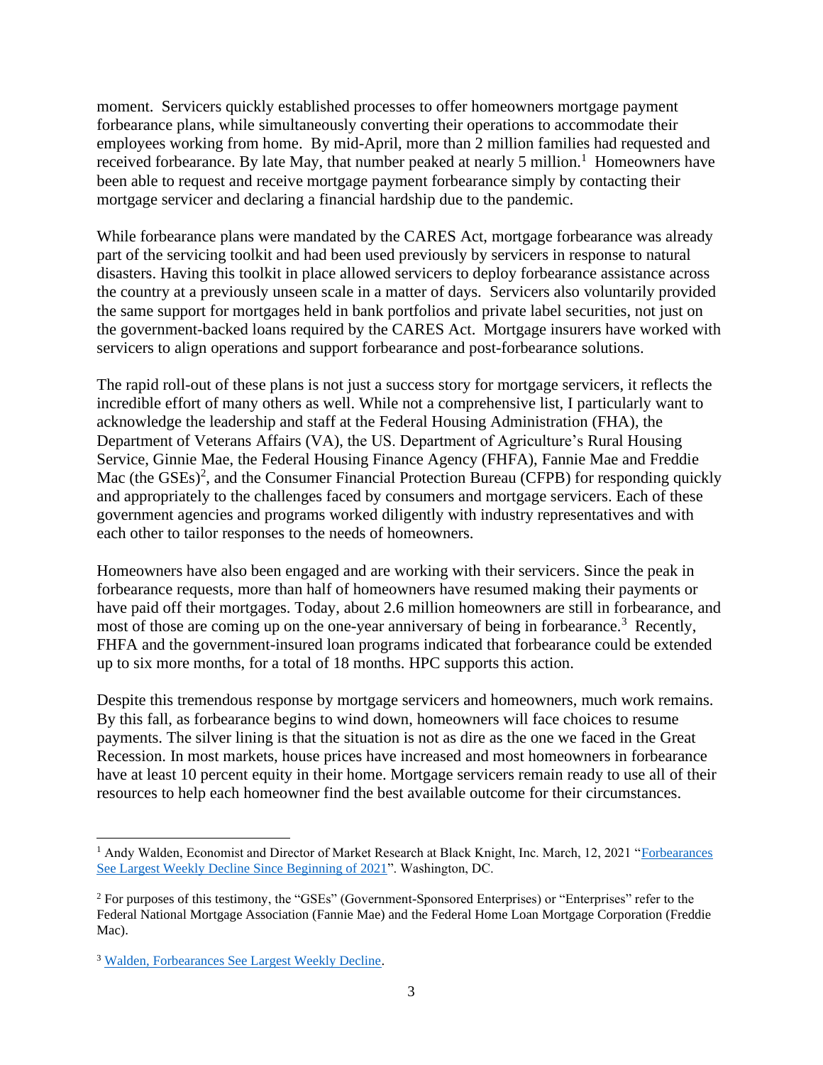moment. Servicers quickly established processes to offer homeowners mortgage payment forbearance plans, while simultaneously converting their operations to accommodate their employees working from home. By mid-April, more than 2 million families had requested and received forbearance. By late May, that number peaked at nearly 5 million.[1] Homeowners have been able to request and receive mortgage payment forbearance simply by contacting their mortgage servicer and declaring a financial hardship due to the pandemic.

While forbearance plans were mandated by the CARES Act, mortgage forbearance was already part of the servicing toolkit and had been used previously by servicers in response to natural disasters. Having this toolkit in place allowed servicers to deploy forbearance assistance across the country at a previously unseen scale in a matter of days. Servicers also voluntarily provided the same support for mortgages held in bank portfolios and private label securities, not just on the government-backed loans required by the CARES Act. Mortgage insurers have worked with servicers to align operations and support forbearance and post-forbearance solutions.

The rapid roll-out of these plans is not just a success story for mortgage servicers, it reflects the incredible effort of many others as well. While not a comprehensive list, I particularly want to acknowledge the leadership and staff at the Federal Housing Administration (FHA), the Department of Veterans Affairs (VA), the US. Department of Agriculture's Rural Housing Service, Ginnie Mae, the Federal Housing Finance Agency (FHFA), Fannie Mae and Freddie Mac (the GSEs)[2], and the Consumer Financial Protection Bureau (CFPB) for responding quickly and appropriately to the challenges faced by consumers and mortgage servicers. Each of these government agencies and programs worked diligently with industry representatives and with each other to tailor responses to the needs of homeowners.

Homeowners have also been engaged and are working with their servicers. Since the peak in forbearance requests, more than half of homeowners have resumed making their payments or have paid off their mortgages. Today, about 2.6 million homeowners are still in forbearance, and most of those are coming up on the one-year anniversary of being in forbearance.[3] Recently, FHFA and the government-insured loan programs indicated that forbearance could be extended up to six more months, for a total of 18 months. HPC supports this action.

Despite this tremendous response by mortgage servicers and homeowners, much work remains. By this fall, as forbearance begins to wind down, homeowners will face choices to resume payments. The silver lining is that the situation is not as dire as the one we faced in the Great Recession. In most markets, house prices have increased and most homeowners in forbearance have at least 10 percent equity in their home. Mortgage servicers remain ready to use all of their resources to help each homeowner find the best available outcome for their circumstances.

---

[1] Andy Walden, Economist and Director of Market Research at Black Knight, Inc. March, 12, 2021 "Forbearances See Largest Weekly Decline Since Beginning of 2021". Washington, DC.

[2] For purposes of this testimony, the "GSEs" (Government-Sponsored Enterprises) or "Enterprises" refer to the Federal National Mortgage Association (Fannie Mae) and the Federal Home Loan Mortgage Corporation (Freddie Mac).

[3] Walden, Forbearances See Largest Weekly Decline.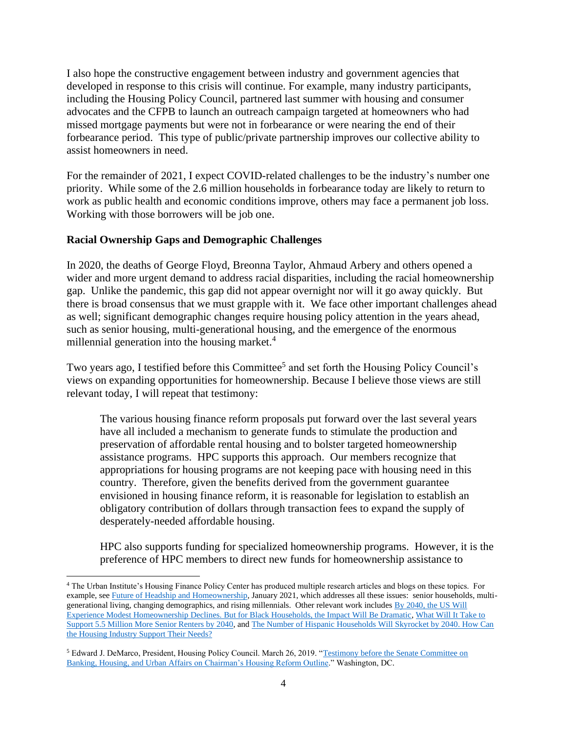I also hope the constructive engagement between industry and government agencies that developed in response to this crisis will continue. For example, many industry participants, including the Housing Policy Council, partnered last summer with housing and consumer advocates and the CFPB to launch an outreach campaign targeted at homeowners who had missed mortgage payments but were not in forbearance or were nearing the end of their forbearance period. This type of public/private partnership improves our collective ability to assist homeowners in need.

For the remainder of 2021, I expect COVID-related challenges to be the industry's number one priority. While some of the 2.6 million households in forbearance today are likely to return to work as public health and economic conditions improve, others may face a permanent job loss. Working with those borrowers will be job one.

**Racial Ownership Gaps and Demographic Challenges**

In 2020, the deaths of George Floyd, Breonna Taylor, Ahmaud Arbery and others opened a wider and more urgent demand to address racial disparities, including the racial homeownership gap. Unlike the pandemic, this gap did not appear overnight nor will it go away quickly. But there is broad consensus that we must grapple with it. We face other important challenges ahead as well; significant demographic changes require housing policy attention in the years ahead, such as senior housing, multi-generational housing, and the emergence of the enormous millennial generation into the housing market.[4]

Two years ago, I testified before this Committee[5] and set forth the Housing Policy Council's views on expanding opportunities for homeownership. Because I believe those views are still relevant today, I will repeat that testimony:

> The various housing finance reform proposals put forward over the last several years have all included a mechanism to generate funds to stimulate the production and preservation of affordable rental housing and to bolster targeted homeownership assistance programs. HPC supports this approach. Our members recognize that appropriations for housing programs are not keeping pace with housing need in this country. Therefore, given the benefits derived from the government guarantee envisioned in housing finance reform, it is reasonable for legislation to establish an obligatory contribution of dollars through transaction fees to expand the supply of desperately-needed affordable housing.
>
> HPC also supports funding for specialized homeownership programs. However, it is the preference of HPC members to direct new funds for homeownership assistance to

---

[4] The Urban Institute's Housing Finance Policy Center has produced multiple research articles and blogs on these topics. For example, see Future of Headship and Homeownership, January 2021, which addresses all these issues: senior households, multi-generational living, changing demographics, and rising millennials. Other relevant work includes By 2040, the US Will Experience Modest Homeownership Declines. But for Black Households, the Impact Will Be Dramatic, What Will It Take to Support 5.5 Million More Senior Renters by 2040, and The Number of Hispanic Households Will Skyrocket by 2040. How Can the Housing Industry Support Their Needs?

[5] Edward J. DeMarco, President, Housing Policy Council. March 26, 2019. "Testimony before the Senate Committee on Banking, Housing, and Urban Affairs on Chairman's Housing Reform Outline." Washington, DC.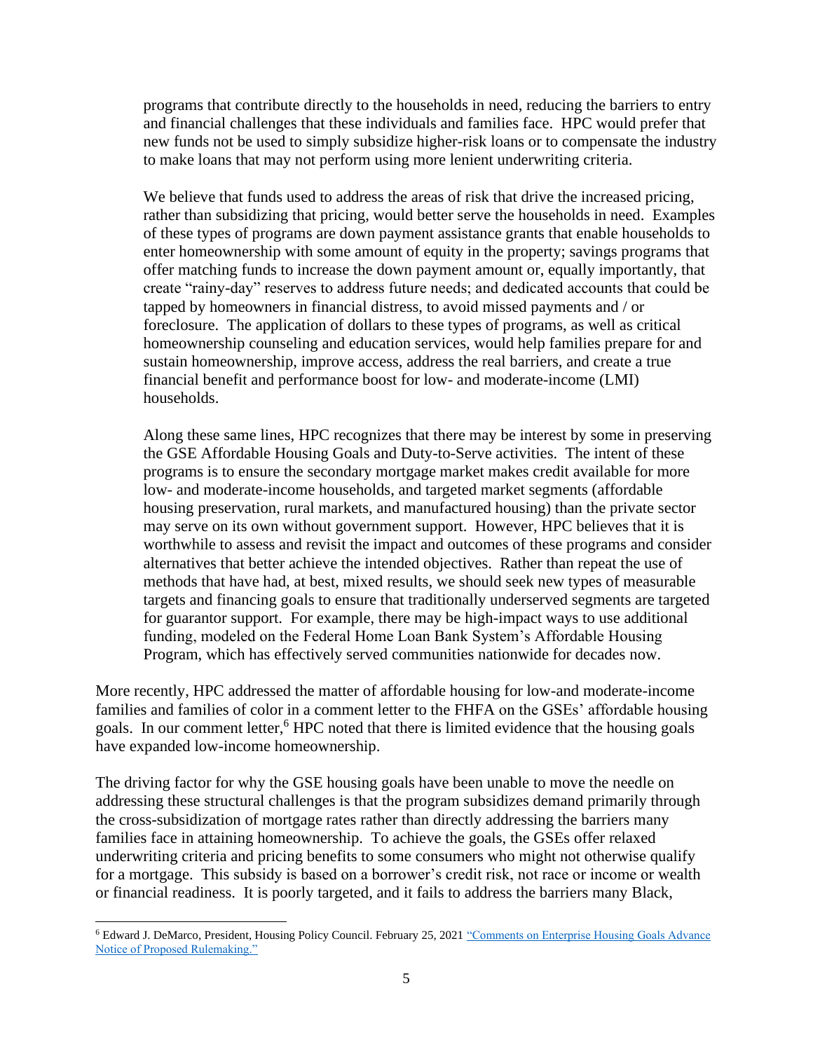> programs that contribute directly to the households in need, reducing the barriers to entry and financial challenges that these individuals and families face. HPC would prefer that new funds not be used to simply subsidize higher-risk loans or to compensate the industry to make loans that may not perform using more lenient underwriting criteria.
>
> We believe that funds used to address the areas of risk that drive the increased pricing, rather than subsidizing that pricing, would better serve the households in need. Examples of these types of programs are down payment assistance grants that enable households to enter homeownership with some amount of equity in the property; savings programs that offer matching funds to increase the down payment amount or, equally importantly, that create "rainy-day" reserves to address future needs; and dedicated accounts that could be tapped by homeowners in financial distress, to avoid missed payments and / or foreclosure. The application of dollars to these types of programs, as well as critical homeownership counseling and education services, would help families prepare for and sustain homeownership, improve access, address the real barriers, and create a true financial benefit and performance boost for low- and moderate-income (LMI) households.
>
> Along these same lines, HPC recognizes that there may be interest by some in preserving the GSE Affordable Housing Goals and Duty-to-Serve activities. The intent of these programs is to ensure the secondary mortgage market makes credit available for more low- and moderate-income households, and targeted market segments (affordable housing preservation, rural markets, and manufactured housing) than the private sector may serve on its own without government support. However, HPC believes that it is worthwhile to assess and revisit the impact and outcomes of these programs and consider alternatives that better achieve the intended objectives. Rather than repeat the use of methods that have had, at best, mixed results, we should seek new types of measurable targets and financing goals to ensure that traditionally underserved segments are targeted for guarantor support. For example, there may be high-impact ways to use additional funding, modeled on the Federal Home Loan Bank System's Affordable Housing Program, which has effectively served communities nationwide for decades now.

More recently, HPC addressed the matter of affordable housing for low-and moderate-income families and families of color in a comment letter to the FHFA on the GSEs' affordable housing goals. In our comment letter,[6] HPC noted that there is limited evidence that the housing goals have expanded low-income homeownership.

The driving factor for why the GSE housing goals have been unable to move the needle on addressing these structural challenges is that the program subsidizes demand primarily through the cross-subsidization of mortgage rates rather than directly addressing the barriers many families face in attaining homeownership. To achieve the goals, the GSEs offer relaxed underwriting criteria and pricing benefits to some consumers who might not otherwise qualify for a mortgage. This subsidy is based on a borrower's credit risk, not race or income or wealth or financial readiness. It is poorly targeted, and it fails to address the barriers many Black,

---

[6] Edward J. DeMarco, President, Housing Policy Council. February 25, 2021 "Comments on Enterprise Housing Goals Advance Notice of Proposed Rulemaking."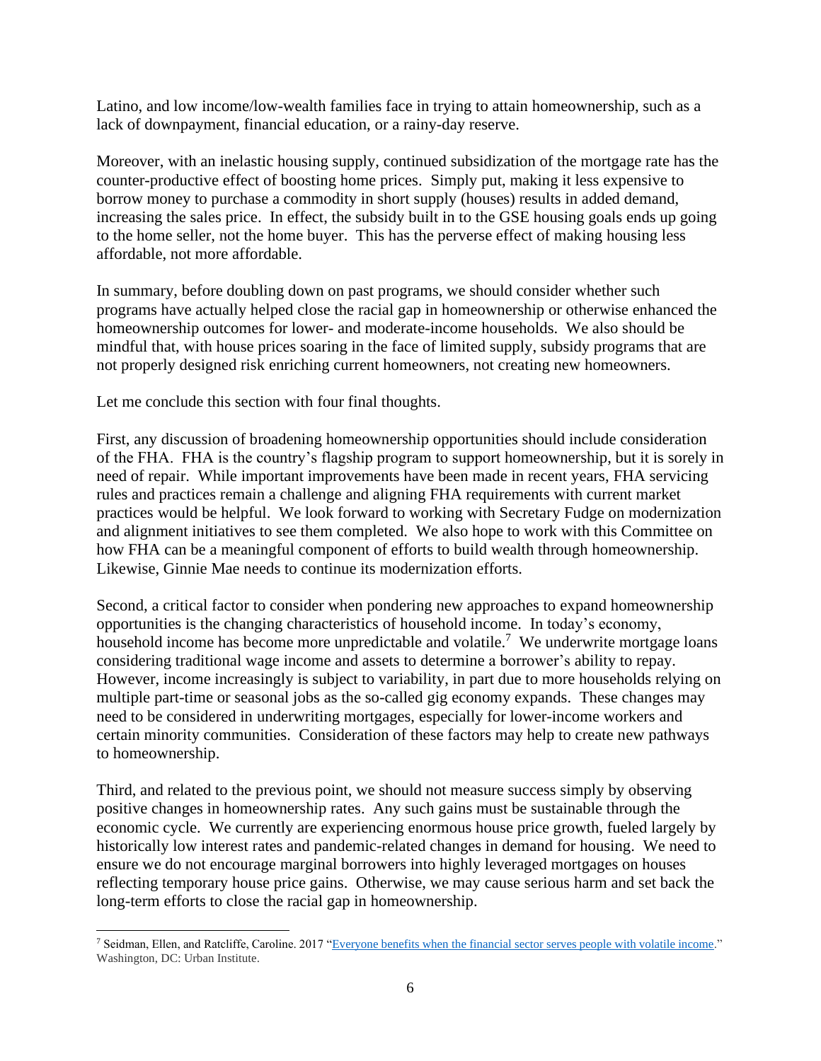Latino, and low income/low-wealth families face in trying to attain homeownership, such as a lack of downpayment, financial education, or a rainy-day reserve.

Moreover, with an inelastic housing supply, continued subsidization of the mortgage rate has the counter-productive effect of boosting home prices. Simply put, making it less expensive to borrow money to purchase a commodity in short supply (houses) results in added demand, increasing the sales price. In effect, the subsidy built in to the GSE housing goals ends up going to the home seller, not the home buyer. This has the perverse effect of making housing less affordable, not more affordable.

In summary, before doubling down on past programs, we should consider whether such programs have actually helped close the racial gap in homeownership or otherwise enhanced the homeownership outcomes for lower- and moderate-income households. We also should be mindful that, with house prices soaring in the face of limited supply, subsidy programs that are not properly designed risk enriching current homeowners, not creating new homeowners.

Let me conclude this section with four final thoughts.

First, any discussion of broadening homeownership opportunities should include consideration of the FHA. FHA is the country's flagship program to support homeownership, but it is sorely in need of repair. While important improvements have been made in recent years, FHA servicing rules and practices remain a challenge and aligning FHA requirements with current market practices would be helpful. We look forward to working with Secretary Fudge on modernization and alignment initiatives to see them completed. We also hope to work with this Committee on how FHA can be a meaningful component of efforts to build wealth through homeownership. Likewise, Ginnie Mae needs to continue its modernization efforts.

Second, a critical factor to consider when pondering new approaches to expand homeownership opportunities is the changing characteristics of household income. In today's economy, household income has become more unpredictable and volatile.[7] We underwrite mortgage loans considering traditional wage income and assets to determine a borrower's ability to repay. However, income increasingly is subject to variability, in part due to more households relying on multiple part-time or seasonal jobs as the so-called gig economy expands. These changes may need to be considered in underwriting mortgages, especially for lower-income workers and certain minority communities. Consideration of these factors may help to create new pathways to homeownership.

Third, and related to the previous point, we should not measure success simply by observing positive changes in homeownership rates. Any such gains must be sustainable through the economic cycle. We currently are experiencing enormous house price growth, fueled largely by historically low interest rates and pandemic-related changes in demand for housing. We need to ensure we do not encourage marginal borrowers into highly leveraged mortgages on houses reflecting temporary house price gains. Otherwise, we may cause serious harm and set back the long-term efforts to close the racial gap in homeownership.

---

[7] Seidman, Ellen, and Ratcliffe, Caroline. 2017 "Everyone benefits when the financial sector serves people with volatile income." Washington, DC: Urban Institute.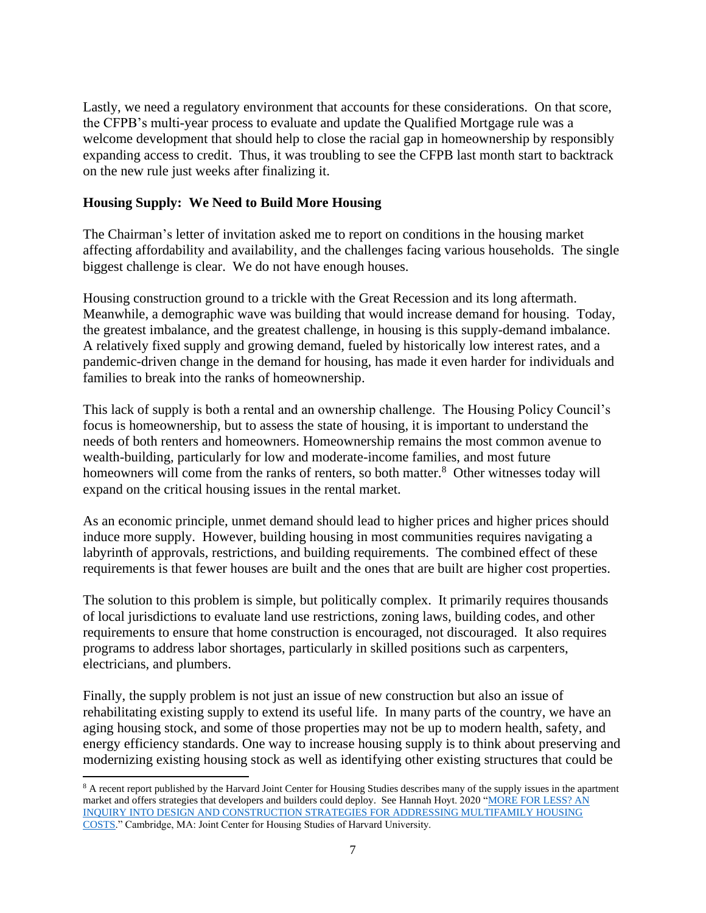Lastly, we need a regulatory environment that accounts for these considerations. On that score, the CFPB's multi-year process to evaluate and update the Qualified Mortgage rule was a welcome development that should help to close the racial gap in homeownership by responsibly expanding access to credit. Thus, it was troubling to see the CFPB last month start to backtrack on the new rule just weeks after finalizing it.

**Housing Supply: We Need to Build More Housing**

The Chairman's letter of invitation asked me to report on conditions in the housing market affecting affordability and availability, and the challenges facing various households. The single biggest challenge is clear. We do not have enough houses.

Housing construction ground to a trickle with the Great Recession and its long aftermath. Meanwhile, a demographic wave was building that would increase demand for housing. Today, the greatest imbalance, and the greatest challenge, in housing is this supply-demand imbalance. A relatively fixed supply and growing demand, fueled by historically low interest rates, and a pandemic-driven change in the demand for housing, has made it even harder for individuals and families to break into the ranks of homeownership.

This lack of supply is both a rental and an ownership challenge. The Housing Policy Council's focus is homeownership, but to assess the state of housing, it is important to understand the needs of both renters and homeowners. Homeownership remains the most common avenue to wealth-building, particularly for low and moderate-income families, and most future homeowners will come from the ranks of renters, so both matter.[8] Other witnesses today will expand on the critical housing issues in the rental market.

As an economic principle, unmet demand should lead to higher prices and higher prices should induce more supply. However, building housing in most communities requires navigating a labyrinth of approvals, restrictions, and building requirements. The combined effect of these requirements is that fewer houses are built and the ones that are built are higher cost properties.

The solution to this problem is simple, but politically complex. It primarily requires thousands of local jurisdictions to evaluate land use restrictions, zoning laws, building codes, and other requirements to ensure that home construction is encouraged, not discouraged. It also requires programs to address labor shortages, particularly in skilled positions such as carpenters, electricians, and plumbers.

Finally, the supply problem is not just an issue of new construction but also an issue of rehabilitating existing supply to extend its useful life. In many parts of the country, we have an aging housing stock, and some of those properties may not be up to modern health, safety, and energy efficiency standards. One way to increase housing supply is to think about preserving and modernizing existing housing stock as well as identifying other existing structures that could be

---

[8] A recent report published by the Harvard Joint Center for Housing Studies describes many of the supply issues in the apartment market and offers strategies that developers and builders could deploy. See Hannah Hoyt. 2020 "MORE FOR LESS? AN INQUIRY INTO DESIGN AND CONSTRUCTION STRATEGIES FOR ADDRESSING MULTIFAMILY HOUSING COSTS." Cambridge, MA: Joint Center for Housing Studies of Harvard University.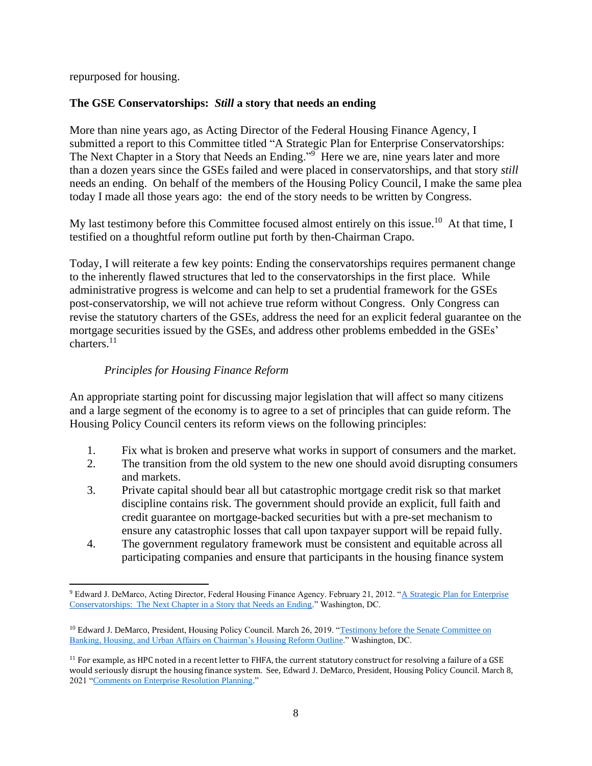repurposed for housing.

**The GSE Conservatorships: *Still* a story that needs an ending**

More than nine years ago, as Acting Director of the Federal Housing Finance Agency, I submitted a report to this Committee titled "A Strategic Plan for Enterprise Conservatorships: The Next Chapter in a Story that Needs an Ending."[9] Here we are, nine years later and more than a dozen years since the GSEs failed and were placed in conservatorships, and that story *still* needs an ending. On behalf of the members of the Housing Policy Council, I make the same plea today I made all those years ago: the end of the story needs to be written by Congress.

My last testimony before this Committee focused almost entirely on this issue.[10] At that time, I testified on a thoughtful reform outline put forth by then-Chairman Crapo.

Today, I will reiterate a few key points: Ending the conservatorships requires permanent change to the inherently flawed structures that led to the conservatorships in the first place. While administrative progress is welcome and can help to set a prudential framework for the GSEs post-conservatorship, we will not achieve true reform without Congress. Only Congress can revise the statutory charters of the GSEs, address the need for an explicit federal guarantee on the mortgage securities issued by the GSEs, and address other problems embedded in the GSEs' charters.[11]

*Principles for Housing Finance Reform*

An appropriate starting point for discussing major legislation that will affect so many citizens and a large segment of the economy is to agree to a set of principles that can guide reform. The Housing Policy Council centers its reform views on the following principles:

1. Fix what is broken and preserve what works in support of consumers and the market.
2. The transition from the old system to the new one should avoid disrupting consumers and markets.
3. Private capital should bear all but catastrophic mortgage credit risk so that market discipline contains risk. The government should provide an explicit, full faith and credit guarantee on mortgage-backed securities but with a pre-set mechanism to ensure any catastrophic losses that call upon taxpayer support will be repaid fully.
4. The government regulatory framework must be consistent and equitable across all participating companies and ensure that participants in the housing finance system

---

[9] Edward J. DeMarco, Acting Director, Federal Housing Finance Agency. February 21, 2012. "A Strategic Plan for Enterprise Conservatorships: The Next Chapter in a Story that Needs an Ending." Washington, DC.

[10] Edward J. DeMarco, President, Housing Policy Council. March 26, 2019. "Testimony before the Senate Committee on Banking, Housing, and Urban Affairs on Chairman's Housing Reform Outline." Washington, DC.

[11] For example, as HPC noted in a recent letter to FHFA, the current statutory construct for resolving a failure of a GSE would seriously disrupt the housing finance system. See, Edward J. DeMarco, President, Housing Policy Council. March 8, 2021 "Comments on Enterprise Resolution Planning."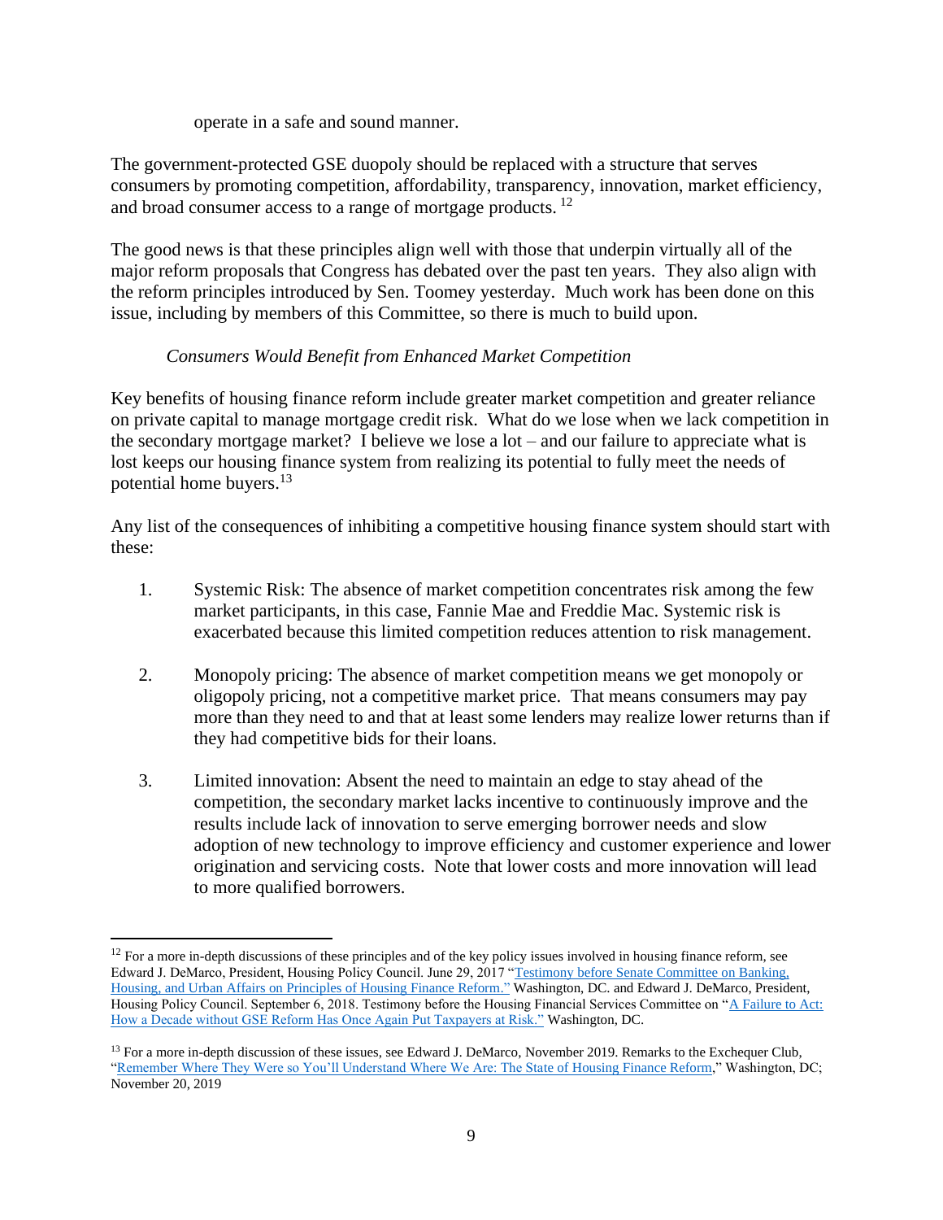operate in a safe and sound manner.

The government-protected GSE duopoly should be replaced with a structure that serves consumers by promoting competition, affordability, transparency, innovation, market efficiency, and broad consumer access to a range of mortgage products. [12]

The good news is that these principles align well with those that underpin virtually all of the major reform proposals that Congress has debated over the past ten years. They also align with the reform principles introduced by Sen. Toomey yesterday. Much work has been done on this issue, including by members of this Committee, so there is much to build upon.

*Consumers Would Benefit from Enhanced Market Competition*

Key benefits of housing finance reform include greater market competition and greater reliance on private capital to manage mortgage credit risk. What do we lose when we lack competition in the secondary mortgage market? I believe we lose a lot – and our failure to appreciate what is lost keeps our housing finance system from realizing its potential to fully meet the needs of potential home buyers.[13]

Any list of the consequences of inhibiting a competitive housing finance system should start with these:

1. Systemic Risk: The absence of market competition concentrates risk among the few market participants, in this case, Fannie Mae and Freddie Mac. Systemic risk is exacerbated because this limited competition reduces attention to risk management.

2. Monopoly pricing: The absence of market competition means we get monopoly or oligopoly pricing, not a competitive market price. That means consumers may pay more than they need to and that at least some lenders may realize lower returns than if they had competitive bids for their loans.

3. Limited innovation: Absent the need to maintain an edge to stay ahead of the competition, the secondary market lacks incentive to continuously improve and the results include lack of innovation to serve emerging borrower needs and slow adoption of new technology to improve efficiency and customer experience and lower origination and servicing costs. Note that lower costs and more innovation will lead to more qualified borrowers.

---

[12] For a more in-depth discussions of these principles and of the key policy issues involved in housing finance reform, see Edward J. DeMarco, President, Housing Policy Council. June 29, 2017 "Testimony before Senate Committee on Banking, Housing, and Urban Affairs on Principles of Housing Finance Reform." Washington, DC. and Edward J. DeMarco, President, Housing Policy Council. September 6, 2018. Testimony before the Housing Financial Services Committee on "A Failure to Act: How a Decade without GSE Reform Has Once Again Put Taxpayers at Risk." Washington, DC.

[13] For a more in-depth discussion of these issues, see Edward J. DeMarco, November 2019. Remarks to the Exchequer Club, "Remember Where They Were so You'll Understand Where We Are: The State of Housing Finance Reform," Washington, DC; November 20, 2019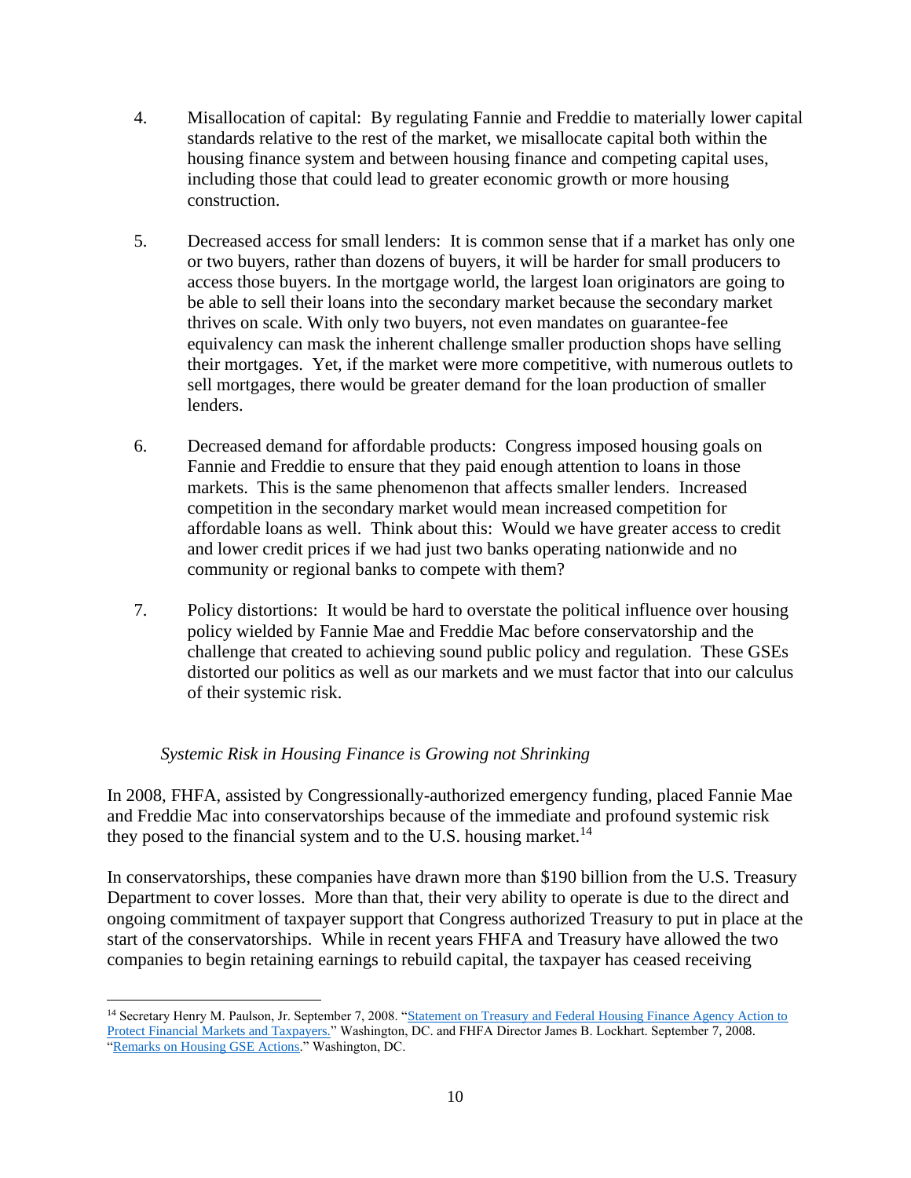4. Misallocation of capital: By regulating Fannie and Freddie to materially lower capital standards relative to the rest of the market, we misallocate capital both within the housing finance system and between housing finance and competing capital uses, including those that could lead to greater economic growth or more housing construction.

5. Decreased access for small lenders: It is common sense that if a market has only one or two buyers, rather than dozens of buyers, it will be harder for small producers to access those buyers. In the mortgage world, the largest loan originators are going to be able to sell their loans into the secondary market because the secondary market thrives on scale. With only two buyers, not even mandates on guarantee-fee equivalency can mask the inherent challenge smaller production shops have selling their mortgages. Yet, if the market were more competitive, with numerous outlets to sell mortgages, there would be greater demand for the loan production of smaller lenders.

6. Decreased demand for affordable products: Congress imposed housing goals on Fannie and Freddie to ensure that they paid enough attention to loans in those markets. This is the same phenomenon that affects smaller lenders. Increased competition in the secondary market would mean increased competition for affordable loans as well. Think about this: Would we have greater access to credit and lower credit prices if we had just two banks operating nationwide and no community or regional banks to compete with them?

7. Policy distortions: It would be hard to overstate the political influence over housing policy wielded by Fannie Mae and Freddie Mac before conservatorship and the challenge that created to achieving sound public policy and regulation. These GSEs distorted our politics as well as our markets and we must factor that into our calculus of their systemic risk.

*Systemic Risk in Housing Finance is Growing not Shrinking*

In 2008, FHFA, assisted by Congressionally-authorized emergency funding, placed Fannie Mae and Freddie Mac into conservatorships because of the immediate and profound systemic risk they posed to the financial system and to the U.S. housing market.[14]

In conservatorships, these companies have drawn more than $190 billion from the U.S. Treasury Department to cover losses. More than that, their very ability to operate is due to the direct and ongoing commitment of taxpayer support that Congress authorized Treasury to put in place at the start of the conservatorships. While in recent years FHFA and Treasury have allowed the two companies to begin retaining earnings to rebuild capital, the taxpayer has ceased receiving

[14] Secretary Henry M. Paulson, Jr. September 7, 2008. "Statement on Treasury and Federal Housing Finance Agency Action to Protect Financial Markets and Taxpayers." Washington, DC. and FHFA Director James B. Lockhart. September 7, 2008. "Remarks on Housing GSE Actions." Washington, DC.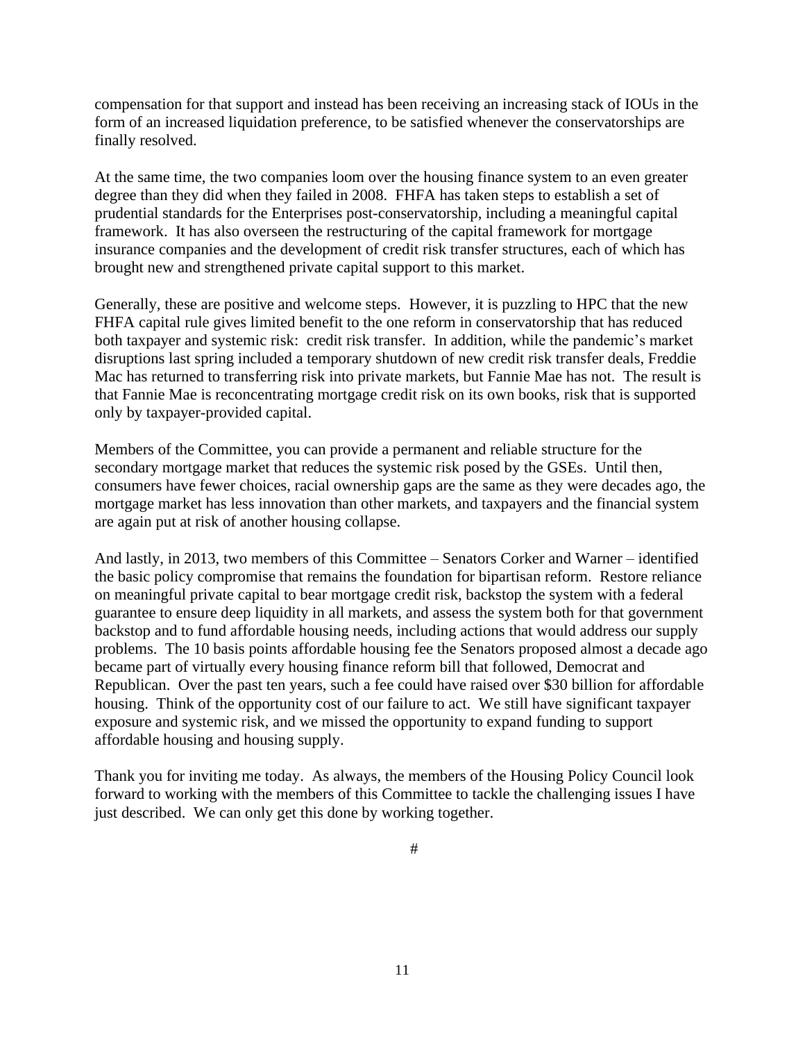compensation for that support and instead has been receiving an increasing stack of IOUs in the form of an increased liquidation preference, to be satisfied whenever the conservatorships are finally resolved.

At the same time, the two companies loom over the housing finance system to an even greater degree than they did when they failed in 2008. FHFA has taken steps to establish a set of prudential standards for the Enterprises post-conservatorship, including a meaningful capital framework. It has also overseen the restructuring of the capital framework for mortgage insurance companies and the development of credit risk transfer structures, each of which has brought new and strengthened private capital support to this market.

Generally, these are positive and welcome steps. However, it is puzzling to HPC that the new FHFA capital rule gives limited benefit to the one reform in conservatorship that has reduced both taxpayer and systemic risk: credit risk transfer. In addition, while the pandemic's market disruptions last spring included a temporary shutdown of new credit risk transfer deals, Freddie Mac has returned to transferring risk into private markets, but Fannie Mae has not. The result is that Fannie Mae is reconcentrating mortgage credit risk on its own books, risk that is supported only by taxpayer-provided capital.

Members of the Committee, you can provide a permanent and reliable structure for the secondary mortgage market that reduces the systemic risk posed by the GSEs. Until then, consumers have fewer choices, racial ownership gaps are the same as they were decades ago, the mortgage market has less innovation than other markets, and taxpayers and the financial system are again put at risk of another housing collapse.

And lastly, in 2013, two members of this Committee – Senators Corker and Warner – identified the basic policy compromise that remains the foundation for bipartisan reform. Restore reliance on meaningful private capital to bear mortgage credit risk, backstop the system with a federal guarantee to ensure deep liquidity in all markets, and assess the system both for that government backstop and to fund affordable housing needs, including actions that would address our supply problems. The 10 basis points affordable housing fee the Senators proposed almost a decade ago became part of virtually every housing finance reform bill that followed, Democrat and Republican. Over the past ten years, such a fee could have raised over $30 billion for affordable housing. Think of the opportunity cost of our failure to act. We still have significant taxpayer exposure and systemic risk, and we missed the opportunity to expand funding to support affordable housing and housing supply.

Thank you for inviting me today. As always, the members of the Housing Policy Council look forward to working with the members of this Committee to tackle the challenging issues I have just described. We can only get this done by working together.

#